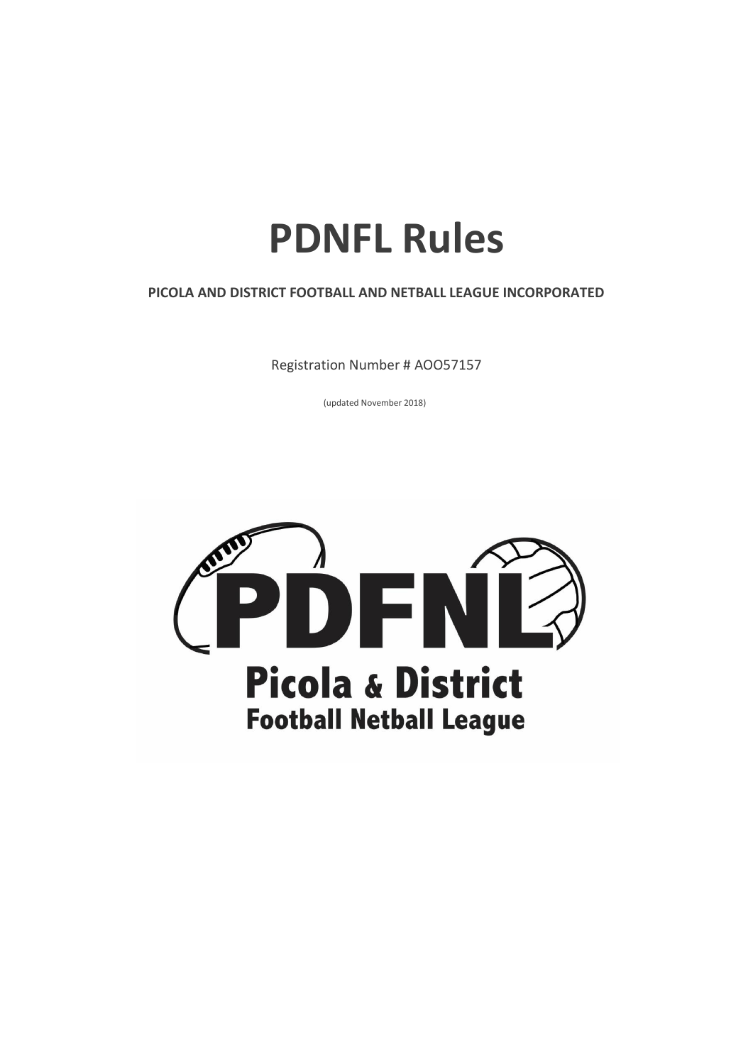# PDNFL Rules

**PICOLA AND DISTRICT FOOTBALL AND NETBALL LEAGUE INCORPORATED**

Registration Number # AOO57157

(updated November 2018)

PDFNL

Picola & District
Football Netball League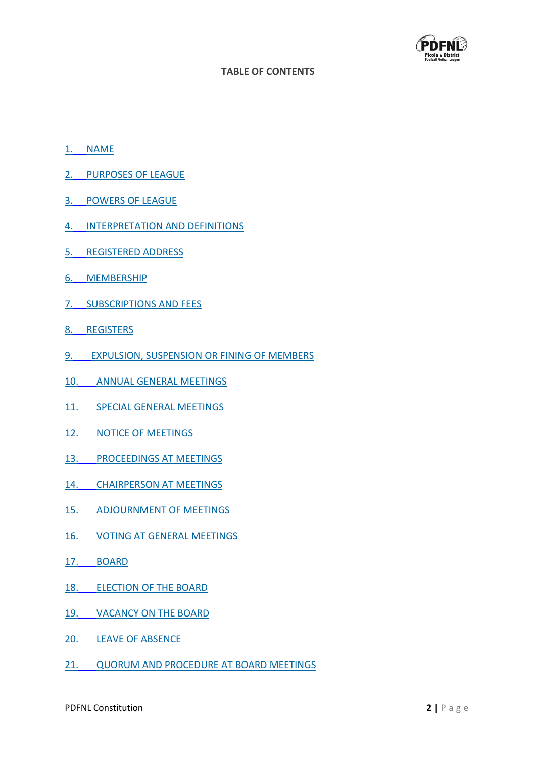**TABLE OF CONTENTS**

1. NAME
2. PURPOSES OF LEAGUE
3. POWERS OF LEAGUE
4. INTERPRETATION AND DEFINITIONS
5. REGISTERED ADDRESS
6. MEMBERSHIP
7. SUBSCRIPTIONS AND FEES
8. REGISTERS
9. EXPULSION, SUSPENSION OR FINING OF MEMBERS
10. ANNUAL GENERAL MEETINGS
11. SPECIAL GENERAL MEETINGS
12. NOTICE OF MEETINGS
13. PROCEEDINGS AT MEETINGS
14. CHAIRPERSON AT MEETINGS
15. ADJOURNMENT OF MEETINGS
16. VOTING AT GENERAL MEETINGS
17. BOARD
18. ELECTION OF THE BOARD
19. VACANCY ON THE BOARD
20. LEAVE OF ABSENCE
21. QUORUM AND PROCEDURE AT BOARD MEETINGS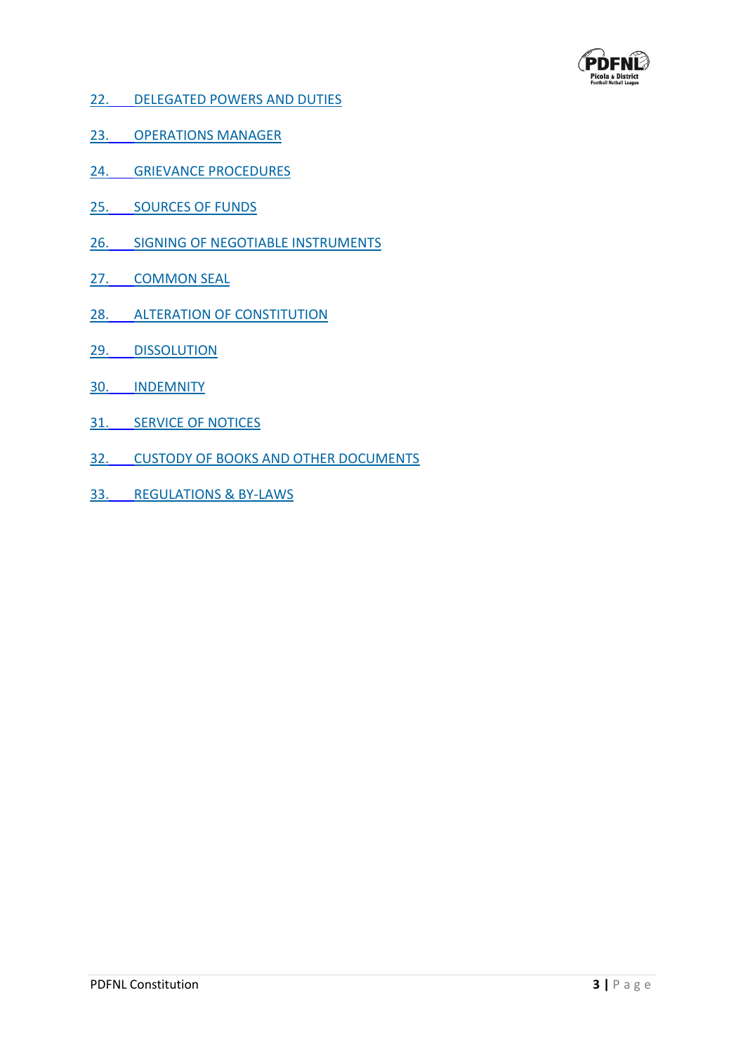22. DELEGATED POWERS AND DUTIES

23. OPERATIONS MANAGER

24. GRIEVANCE PROCEDURES

25. SOURCES OF FUNDS

26. SIGNING OF NEGOTIABLE INSTRUMENTS

27. COMMON SEAL

28. ALTERATION OF CONSTITUTION

29. DISSOLUTION

30. INDEMNITY

31. SERVICE OF NOTICES

32. CUSTODY OF BOOKS AND OTHER DOCUMENTS

33. REGULATIONS & BY-LAWS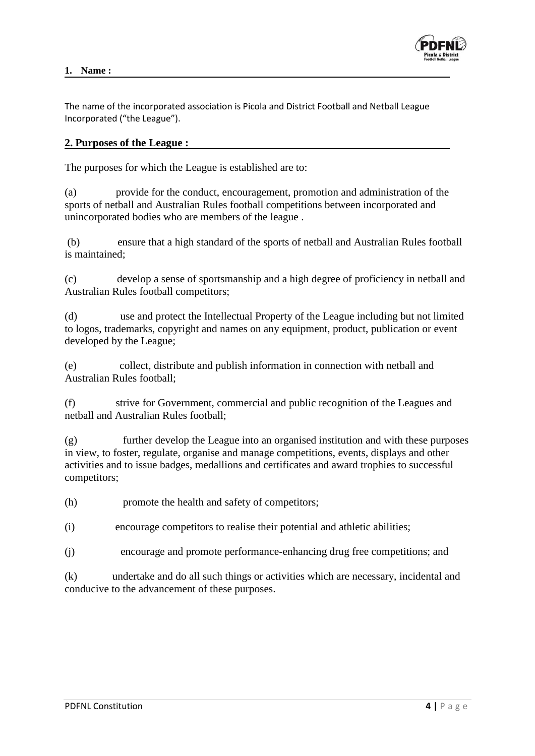## 1. Name :

The name of the incorporated association is Picola and District Football and Netball League Incorporated ("the League").

## 2. Purposes of the League :

The purposes for which the League is established are to:

(a) provide for the conduct, encouragement, promotion and administration of the sports of netball and Australian Rules football competitions between incorporated and unincorporated bodies who are members of the league .

(b) ensure that a high standard of the sports of netball and Australian Rules football is maintained;

(c) develop a sense of sportsmanship and a high degree of proficiency in netball and Australian Rules football competitors;

(d) use and protect the Intellectual Property of the League including but not limited to logos, trademarks, copyright and names on any equipment, product, publication or event developed by the League;

(e) collect, distribute and publish information in connection with netball and Australian Rules football;

(f) strive for Government, commercial and public recognition of the Leagues and netball and Australian Rules football;

(g) further develop the League into an organised institution and with these purposes in view, to foster, regulate, organise and manage competitions, events, displays and other activities and to issue badges, medallions and certificates and award trophies to successful competitors;

(h) promote the health and safety of competitors;

(i) encourage competitors to realise their potential and athletic abilities;

(j) encourage and promote performance-enhancing drug free competitions; and

(k) undertake and do all such things or activities which are necessary, incidental and conducive to the advancement of these purposes.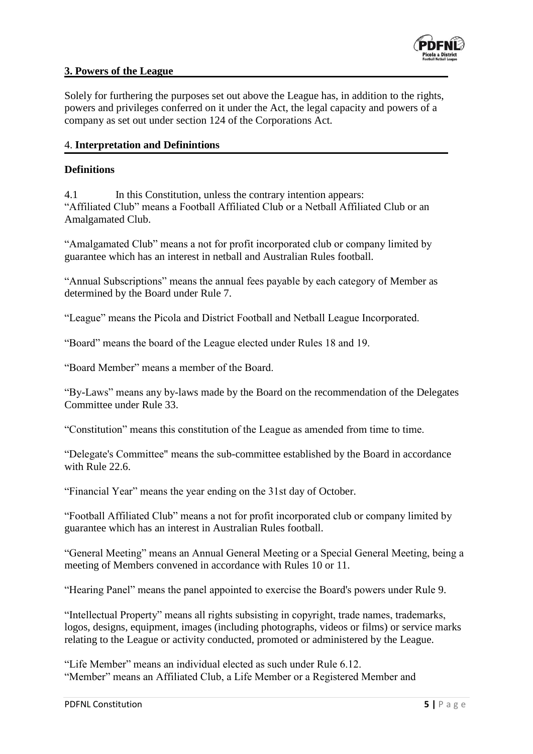## 3. Powers of the League

Solely for furthering the purposes set out above the League has, in addition to the rights, powers and privileges conferred on it under the Act, the legal capacity and powers of a company as set out under section 124 of the Corporations Act.

## 4. Interpretation and Definintions

### Definitions

4.1 In this Constitution, unless the contrary intention appears:
"Affiliated Club" means a Football Affiliated Club or a Netball Affiliated Club or an Amalgamated Club.

"Amalgamated Club" means a not for profit incorporated club or company limited by guarantee which has an interest in netball and Australian Rules football.

"Annual Subscriptions" means the annual fees payable by each category of Member as determined by the Board under Rule 7.

"League" means the Picola and District Football and Netball League Incorporated.

"Board" means the board of the League elected under Rules 18 and 19.

"Board Member" means a member of the Board.

"By-Laws" means any by-laws made by the Board on the recommendation of the Delegates Committee under Rule 33.

"Constitution" means this constitution of the League as amended from time to time.

"Delegate's Committee" means the sub-committee established by the Board in accordance with Rule 22.6.

"Financial Year" means the year ending on the 31st day of October.

"Football Affiliated Club" means a not for profit incorporated club or company limited by guarantee which has an interest in Australian Rules football.

"General Meeting" means an Annual General Meeting or a Special General Meeting, being a meeting of Members convened in accordance with Rules 10 or 11.

"Hearing Panel" means the panel appointed to exercise the Board's powers under Rule 9.

"Intellectual Property" means all rights subsisting in copyright, trade names, trademarks, logos, designs, equipment, images (including photographs, videos or films) or service marks relating to the League or activity conducted, promoted or administered by the League.

"Life Member" means an individual elected as such under Rule 6.12.
"Member" means an Affiliated Club, a Life Member or a Registered Member and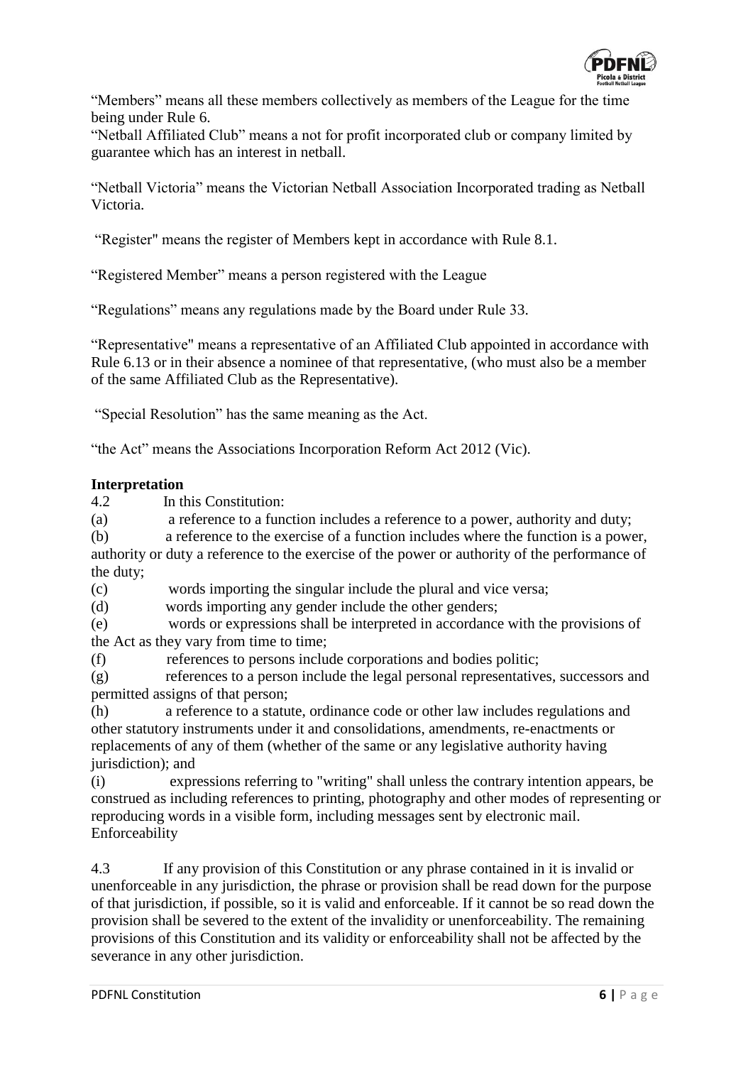"Members" means all these members collectively as members of the League for the time being under Rule 6.

"Netball Affiliated Club" means a not for profit incorporated club or company limited by guarantee which has an interest in netball.

"Netball Victoria" means the Victorian Netball Association Incorporated trading as Netball Victoria.

"Register" means the register of Members kept in accordance with Rule 8.1.

"Registered Member" means a person registered with the League

"Regulations" means any regulations made by the Board under Rule 33.

"Representative" means a representative of an Affiliated Club appointed in accordance with Rule 6.13 or in their absence a nominee of that representative, (who must also be a member of the same Affiliated Club as the Representative).

"Special Resolution" has the same meaning as the Act.

"the Act" means the Associations Incorporation Reform Act 2012 (Vic).

**Interpretation**

4.2 In this Constitution:

(a) a reference to a function includes a reference to a power, authority and duty;

(b) a reference to the exercise of a function includes where the function is a power, authority or duty a reference to the exercise of the power or authority of the performance of the duty;

(c) words importing the singular include the plural and vice versa;

(d) words importing any gender include the other genders;

(e) words or expressions shall be interpreted in accordance with the provisions of the Act as they vary from time to time;

(f) references to persons include corporations and bodies politic;

(g) references to a person include the legal personal representatives, successors and permitted assigns of that person;

(h) a reference to a statute, ordinance code or other law includes regulations and other statutory instruments under it and consolidations, amendments, re-enactments or replacements of any of them (whether of the same or any legislative authority having jurisdiction); and

(i) expressions referring to "writing" shall unless the contrary intention appears, be construed as including references to printing, photography and other modes of representing or reproducing words in a visible form, including messages sent by electronic mail.

Enforceability

4.3 If any provision of this Constitution or any phrase contained in it is invalid or unenforceable in any jurisdiction, the phrase or provision shall be read down for the purpose of that jurisdiction, if possible, so it is valid and enforceable. If it cannot be so read down the provision shall be severed to the extent of the invalidity or unenforceability. The remaining provisions of this Constitution and its validity or enforceability shall not be affected by the severance in any other jurisdiction.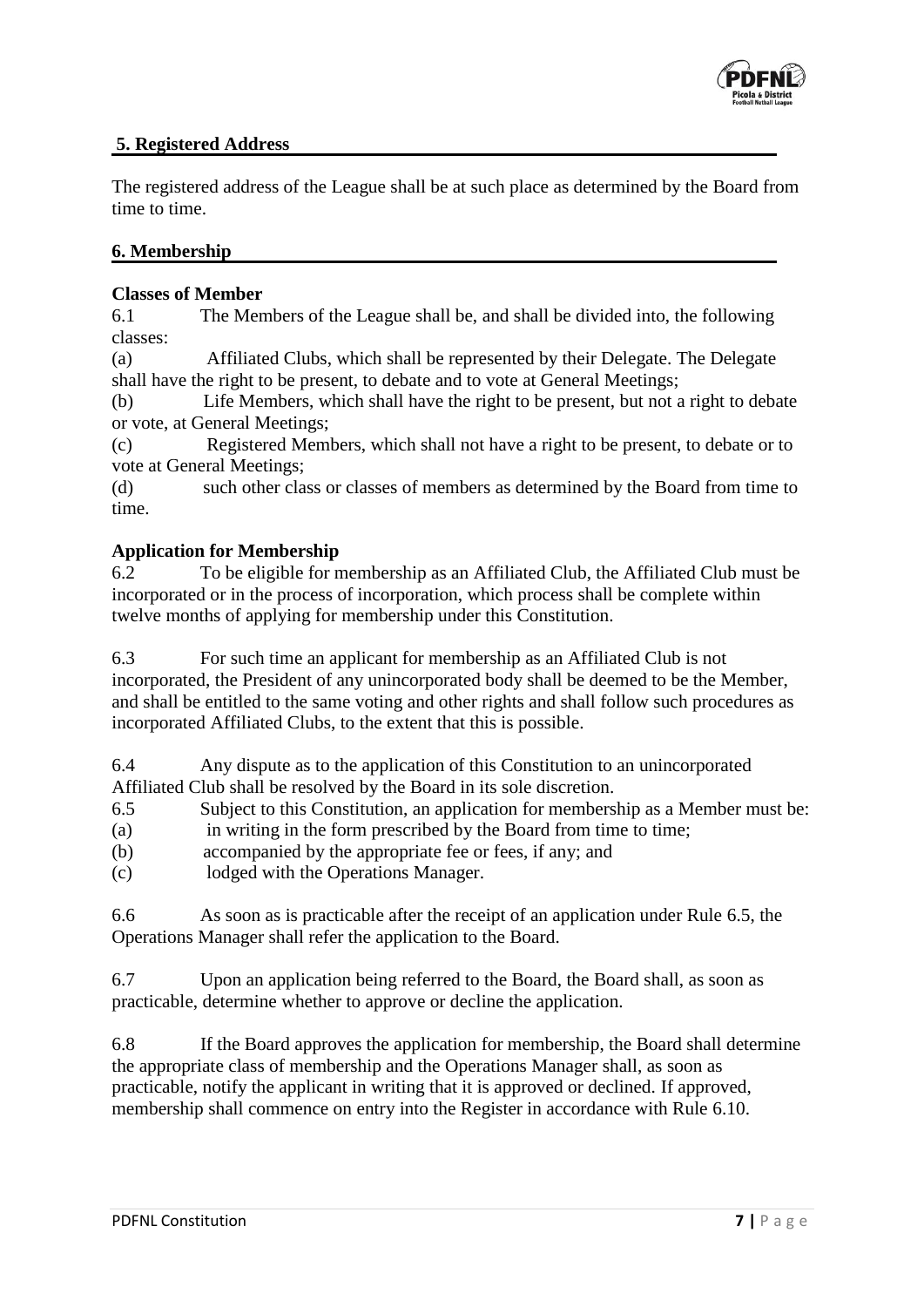## 5. Registered Address

The registered address of the League shall be at such place as determined by the Board from time to time.

## 6. Membership

**Classes of Member**

6.1 The Members of the League shall be, and shall be divided into, the following classes:

(a) Affiliated Clubs, which shall be represented by their Delegate. The Delegate shall have the right to be present, to debate and to vote at General Meetings;

(b) Life Members, which shall have the right to be present, but not a right to debate or vote, at General Meetings;

(c) Registered Members, which shall not have a right to be present, to debate or to vote at General Meetings;

(d) such other class or classes of members as determined by the Board from time to time.

**Application for Membership**

6.2 To be eligible for membership as an Affiliated Club, the Affiliated Club must be incorporated or in the process of incorporation, which process shall be complete within twelve months of applying for membership under this Constitution.

6.3 For such time an applicant for membership as an Affiliated Club is not incorporated, the President of any unincorporated body shall be deemed to be the Member, and shall be entitled to the same voting and other rights and shall follow such procedures as incorporated Affiliated Clubs, to the extent that this is possible.

6.4 Any dispute as to the application of this Constitution to an unincorporated Affiliated Club shall be resolved by the Board in its sole discretion.

6.5 Subject to this Constitution, an application for membership as a Member must be:

(a) in writing in the form prescribed by the Board from time to time;

(b) accompanied by the appropriate fee or fees, if any; and

(c) lodged with the Operations Manager.

6.6 As soon as is practicable after the receipt of an application under Rule 6.5, the Operations Manager shall refer the application to the Board.

6.7 Upon an application being referred to the Board, the Board shall, as soon as practicable, determine whether to approve or decline the application.

6.8 If the Board approves the application for membership, the Board shall determine the appropriate class of membership and the Operations Manager shall, as soon as practicable, notify the applicant in writing that it is approved or declined. If approved, membership shall commence on entry into the Register in accordance with Rule 6.10.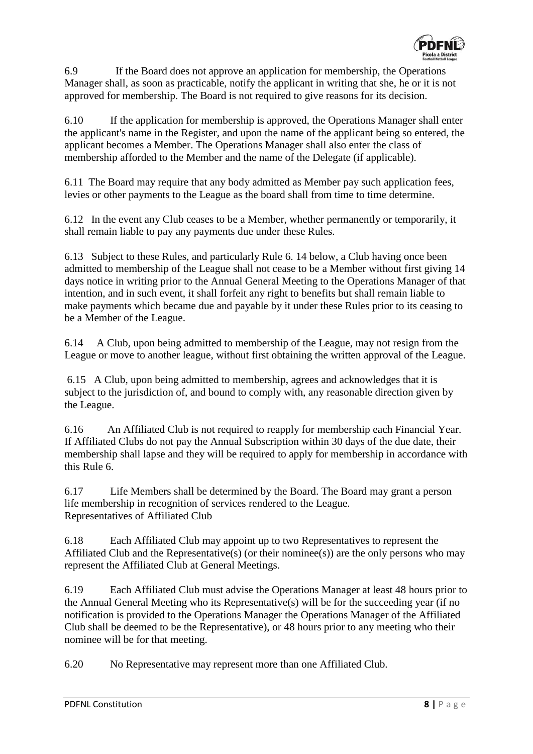6.9 If the Board does not approve an application for membership, the Operations Manager shall, as soon as practicable, notify the applicant in writing that she, he or it is not approved for membership. The Board is not required to give reasons for its decision.

6.10 If the application for membership is approved, the Operations Manager shall enter the applicant's name in the Register, and upon the name of the applicant being so entered, the applicant becomes a Member. The Operations Manager shall also enter the class of membership afforded to the Member and the name of the Delegate (if applicable).

6.11 The Board may require that any body admitted as Member pay such application fees, levies or other payments to the League as the board shall from time to time determine.

6.12 In the event any Club ceases to be a Member, whether permanently or temporarily, it shall remain liable to pay any payments due under these Rules.

6.13 Subject to these Rules, and particularly Rule 6. 14 below, a Club having once been admitted to membership of the League shall not cease to be a Member without first giving 14 days notice in writing prior to the Annual General Meeting to the Operations Manager of that intention, and in such event, it shall forfeit any right to benefits but shall remain liable to make payments which became due and payable by it under these Rules prior to its ceasing to be a Member of the League.

6.14 A Club, upon being admitted to membership of the League, may not resign from the League or move to another league, without first obtaining the written approval of the League.

6.15 A Club, upon being admitted to membership, agrees and acknowledges that it is subject to the jurisdiction of, and bound to comply with, any reasonable direction given by the League.

6.16 An Affiliated Club is not required to reapply for membership each Financial Year. If Affiliated Clubs do not pay the Annual Subscription within 30 days of the due date, their membership shall lapse and they will be required to apply for membership in accordance with this Rule 6.

6.17 Life Members shall be determined by the Board. The Board may grant a person life membership in recognition of services rendered to the League.

Representatives of Affiliated Club

6.18 Each Affiliated Club may appoint up to two Representatives to represent the Affiliated Club and the Representative(s) (or their nominee(s)) are the only persons who may represent the Affiliated Club at General Meetings.

6.19 Each Affiliated Club must advise the Operations Manager at least 48 hours prior to the Annual General Meeting who its Representative(s) will be for the succeeding year (if no notification is provided to the Operations Manager the Operations Manager of the Affiliated Club shall be deemed to be the Representative), or 48 hours prior to any meeting who their nominee will be for that meeting.

6.20 No Representative may represent more than one Affiliated Club.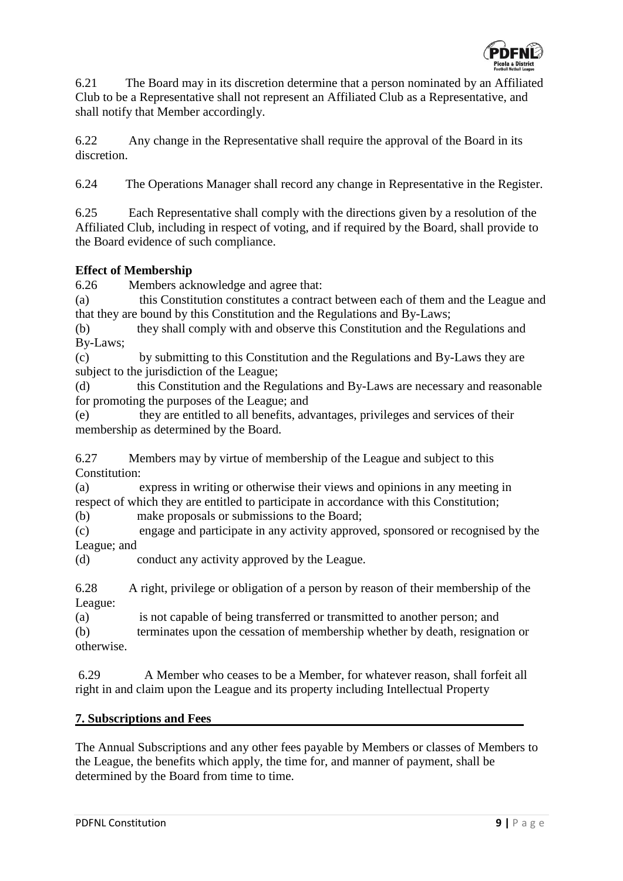6.21 The Board may in its discretion determine that a person nominated by an Affiliated Club to be a Representative shall not represent an Affiliated Club as a Representative, and shall notify that Member accordingly.

6.22 Any change in the Representative shall require the approval of the Board in its discretion.

6.24 The Operations Manager shall record any change in Representative in the Register.

6.25 Each Representative shall comply with the directions given by a resolution of the Affiliated Club, including in respect of voting, and if required by the Board, shall provide to the Board evidence of such compliance.

**Effect of Membership**

6.26 Members acknowledge and agree that:

(a) this Constitution constitutes a contract between each of them and the League and that they are bound by this Constitution and the Regulations and By-Laws;

(b) they shall comply with and observe this Constitution and the Regulations and By-Laws;

(c) by submitting to this Constitution and the Regulations and By-Laws they are subject to the jurisdiction of the League;

(d) this Constitution and the Regulations and By-Laws are necessary and reasonable for promoting the purposes of the League; and

(e) they are entitled to all benefits, advantages, privileges and services of their membership as determined by the Board.

6.27 Members may by virtue of membership of the League and subject to this Constitution:

(a) express in writing or otherwise their views and opinions in any meeting in respect of which they are entitled to participate in accordance with this Constitution;

(b) make proposals or submissions to the Board;

(c) engage and participate in any activity approved, sponsored or recognised by the League; and

(d) conduct any activity approved by the League.

6.28 A right, privilege or obligation of a person by reason of their membership of the League:

(a) is not capable of being transferred or transmitted to another person; and

(b) terminates upon the cessation of membership whether by death, resignation or otherwise.

6.29 A Member who ceases to be a Member, for whatever reason, shall forfeit all right in and claim upon the League and its property including Intellectual Property

## 7. Subscriptions and Fees

The Annual Subscriptions and any other fees payable by Members or classes of Members to the League, the benefits which apply, the time for, and manner of payment, shall be determined by the Board from time to time.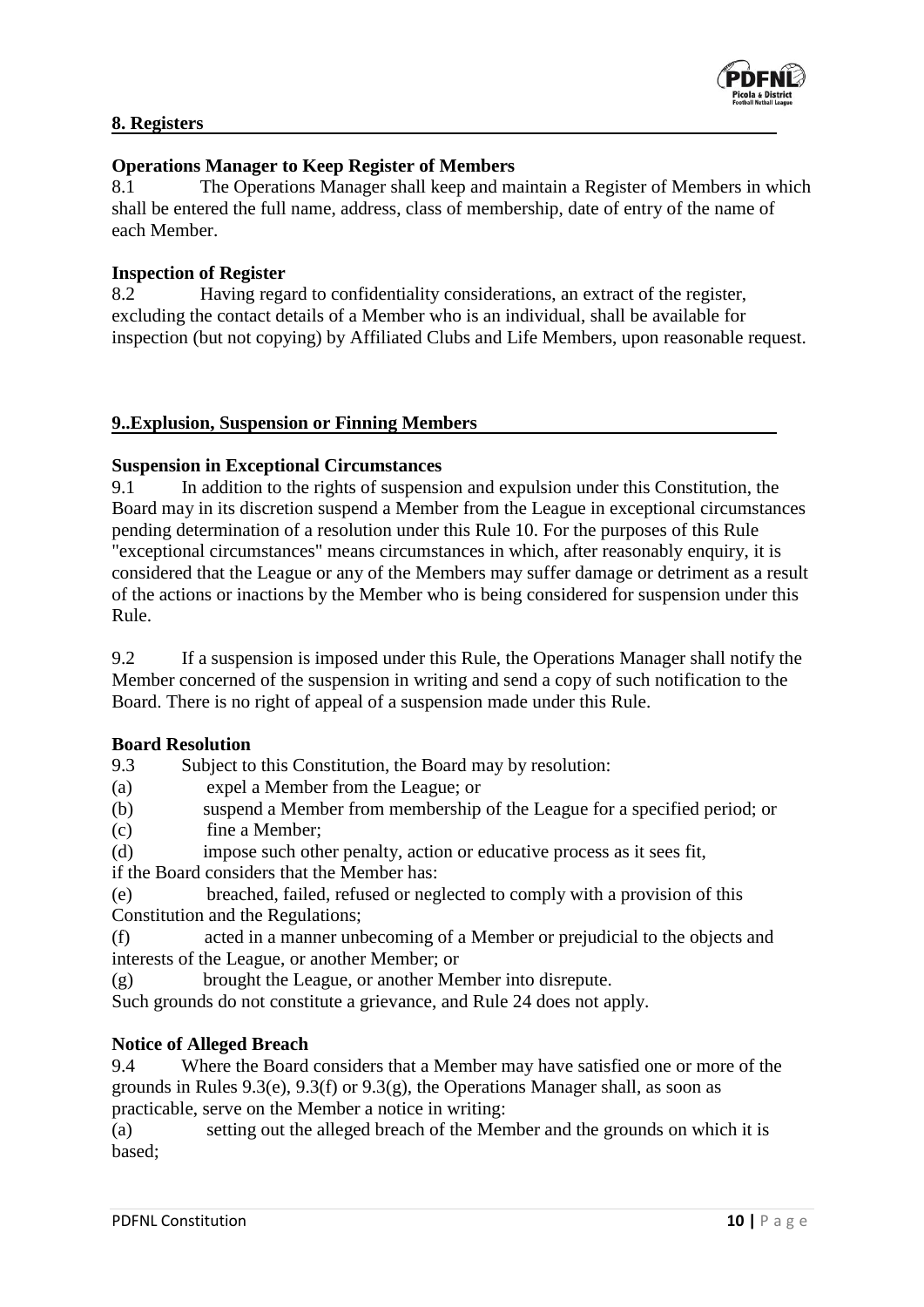## 8. Registers

**Operations Manager to Keep Register of Members**

8.1 The Operations Manager shall keep and maintain a Register of Members in which shall be entered the full name, address, class of membership, date of entry of the name of each Member.

**Inspection of Register**

8.2 Having regard to confidentiality considerations, an extract of the register, excluding the contact details of a Member who is an individual, shall be available for inspection (but not copying) by Affiliated Clubs and Life Members, upon reasonable request.

## 9..Explusion, Suspension or Finning Members

**Suspension in Exceptional Circumstances**

9.1 In addition to the rights of suspension and expulsion under this Constitution, the Board may in its discretion suspend a Member from the League in exceptional circumstances pending determination of a resolution under this Rule 10. For the purposes of this Rule "exceptional circumstances" means circumstances in which, after reasonably enquiry, it is considered that the League or any of the Members may suffer damage or detriment as a result of the actions or inactions by the Member who is being considered for suspension under this Rule.

9.2 If a suspension is imposed under this Rule, the Operations Manager shall notify the Member concerned of the suspension in writing and send a copy of such notification to the Board. There is no right of appeal of a suspension made under this Rule.

**Board Resolution**

9.3 Subject to this Constitution, the Board may by resolution:

(a) expel a Member from the League; or

(b) suspend a Member from membership of the League for a specified period; or

(c) fine a Member;

(d) impose such other penalty, action or educative process as it sees fit,

if the Board considers that the Member has:

(e) breached, failed, refused or neglected to comply with a provision of this Constitution and the Regulations;

(f) acted in a manner unbecoming of a Member or prejudicial to the objects and interests of the League, or another Member; or

(g) brought the League, or another Member into disrepute.

Such grounds do not constitute a grievance, and Rule 24 does not apply.

**Notice of Alleged Breach**

9.4 Where the Board considers that a Member may have satisfied one or more of the grounds in Rules 9.3(e), 9.3(f) or 9.3(g), the Operations Manager shall, as soon as practicable, serve on the Member a notice in writing:

(a) setting out the alleged breach of the Member and the grounds on which it is based;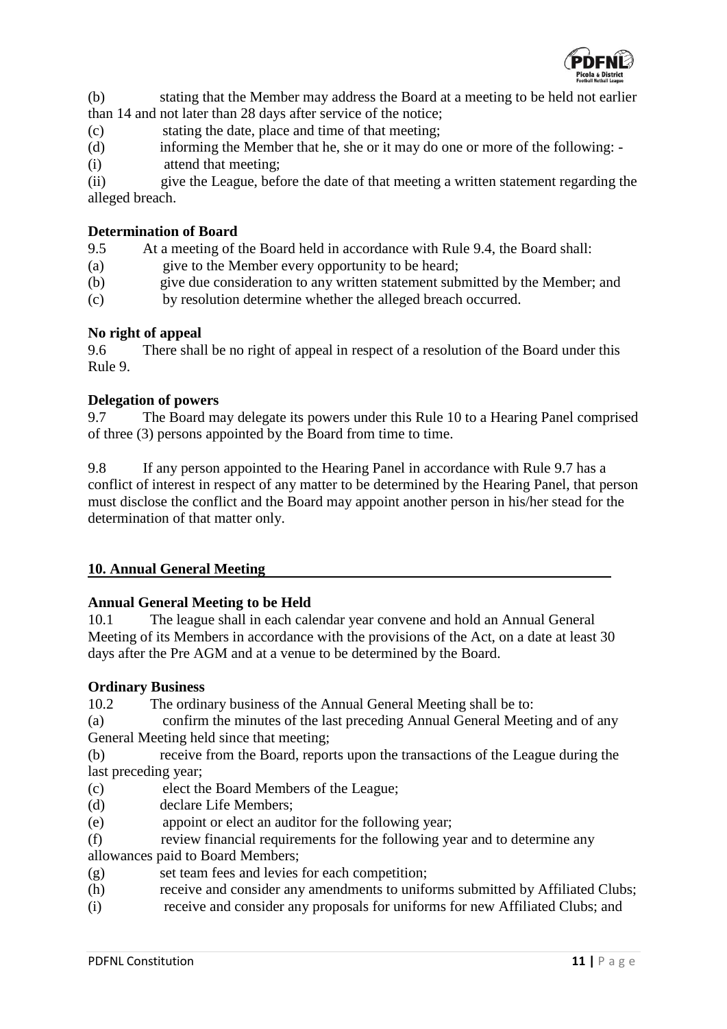(b) stating that the Member may address the Board at a meeting to be held not earlier than 14 and not later than 28 days after service of the notice;

(c) stating the date, place and time of that meeting;

(d) informing the Member that he, she or it may do one or more of the following: -

(i) attend that meeting;

(ii) give the League, before the date of that meeting a written statement regarding the alleged breach.

**Determination of Board**

9.5 At a meeting of the Board held in accordance with Rule 9.4, the Board shall:

(a) give to the Member every opportunity to be heard;

(b) give due consideration to any written statement submitted by the Member; and

(c) by resolution determine whether the alleged breach occurred.

**No right of appeal**

9.6 There shall be no right of appeal in respect of a resolution of the Board under this Rule 9.

**Delegation of powers**

9.7 The Board may delegate its powers under this Rule 10 to a Hearing Panel comprised of three (3) persons appointed by the Board from time to time.

9.8 If any person appointed to the Hearing Panel in accordance with Rule 9.7 has a conflict of interest in respect of any matter to be determined by the Hearing Panel, that person must disclose the conflict and the Board may appoint another person in his/her stead for the determination of that matter only.

## 10. Annual General Meeting

**Annual General Meeting to be Held**

10.1 The league shall in each calendar year convene and hold an Annual General Meeting of its Members in accordance with the provisions of the Act, on a date at least 30 days after the Pre AGM and at a venue to be determined by the Board.

**Ordinary Business**

10.2 The ordinary business of the Annual General Meeting shall be to:

(a) confirm the minutes of the last preceding Annual General Meeting and of any General Meeting held since that meeting;

(b) receive from the Board, reports upon the transactions of the League during the last preceding year;

(c) elect the Board Members of the League;

(d) declare Life Members;

(e) appoint or elect an auditor for the following year;

(f) review financial requirements for the following year and to determine any allowances paid to Board Members;

(g) set team fees and levies for each competition;

(h) receive and consider any amendments to uniforms submitted by Affiliated Clubs;

(i) receive and consider any proposals for uniforms for new Affiliated Clubs; and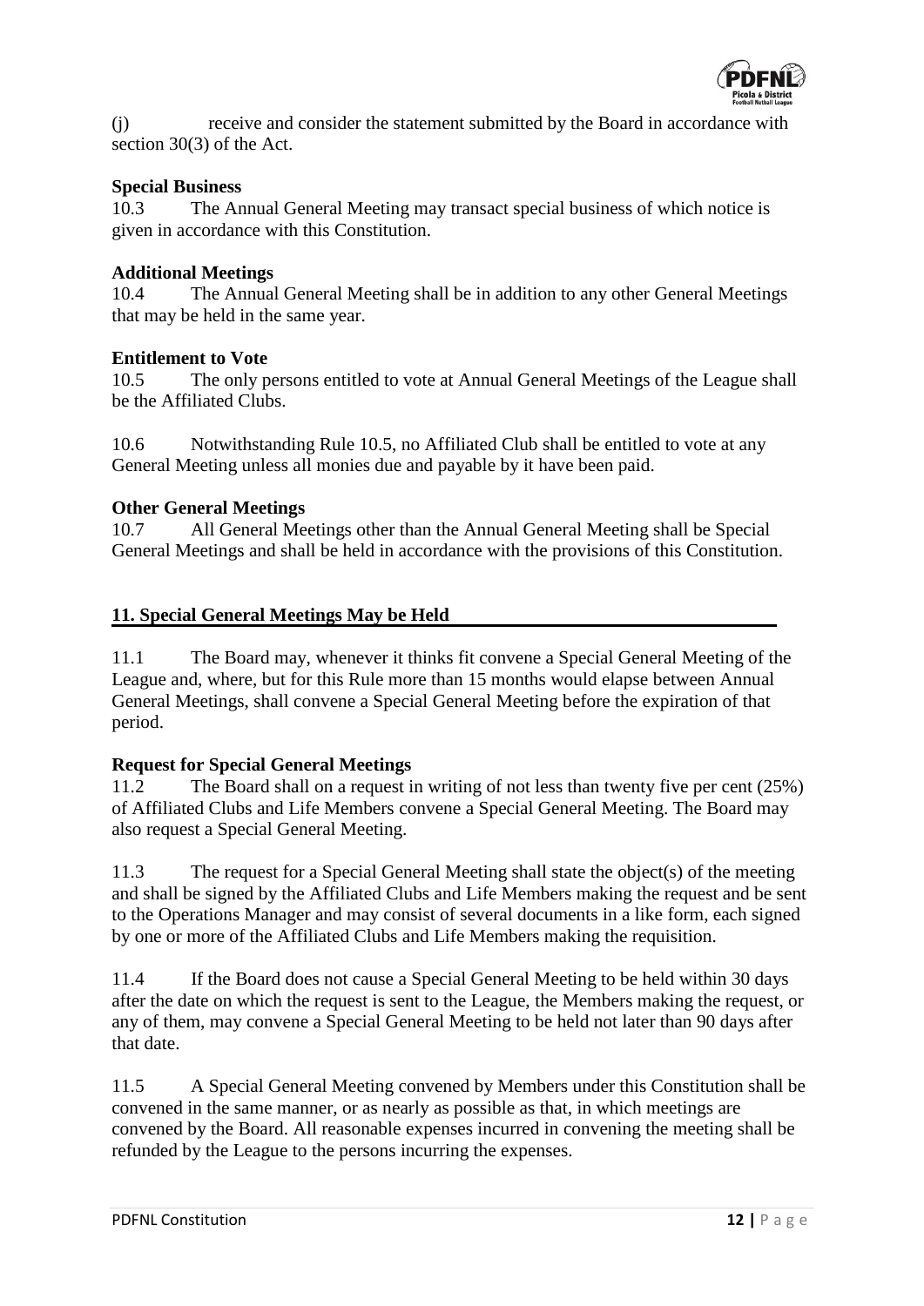(j) receive and consider the statement submitted by the Board in accordance with section 30(3) of the Act.

**Special Business**

10.3 The Annual General Meeting may transact special business of which notice is given in accordance with this Constitution.

**Additional Meetings**

10.4 The Annual General Meeting shall be in addition to any other General Meetings that may be held in the same year.

**Entitlement to Vote**

10.5 The only persons entitled to vote at Annual General Meetings of the League shall be the Affiliated Clubs.

10.6 Notwithstanding Rule 10.5, no Affiliated Club shall be entitled to vote at any General Meeting unless all monies due and payable by it have been paid.

**Other General Meetings**

10.7 All General Meetings other than the Annual General Meeting shall be Special General Meetings and shall be held in accordance with the provisions of this Constitution.

## 11. Special General Meetings May be Held

11.1 The Board may, whenever it thinks fit convene a Special General Meeting of the League and, where, but for this Rule more than 15 months would elapse between Annual General Meetings, shall convene a Special General Meeting before the expiration of that period.

**Request for Special General Meetings**

11.2 The Board shall on a request in writing of not less than twenty five per cent (25%) of Affiliated Clubs and Life Members convene a Special General Meeting. The Board may also request a Special General Meeting.

11.3 The request for a Special General Meeting shall state the object(s) of the meeting and shall be signed by the Affiliated Clubs and Life Members making the request and be sent to the Operations Manager and may consist of several documents in a like form, each signed by one or more of the Affiliated Clubs and Life Members making the requisition.

11.4 If the Board does not cause a Special General Meeting to be held within 30 days after the date on which the request is sent to the League, the Members making the request, or any of them, may convene a Special General Meeting to be held not later than 90 days after that date.

11.5 A Special General Meeting convened by Members under this Constitution shall be convened in the same manner, or as nearly as possible as that, in which meetings are convened by the Board. All reasonable expenses incurred in convening the meeting shall be refunded by the League to the persons incurring the expenses.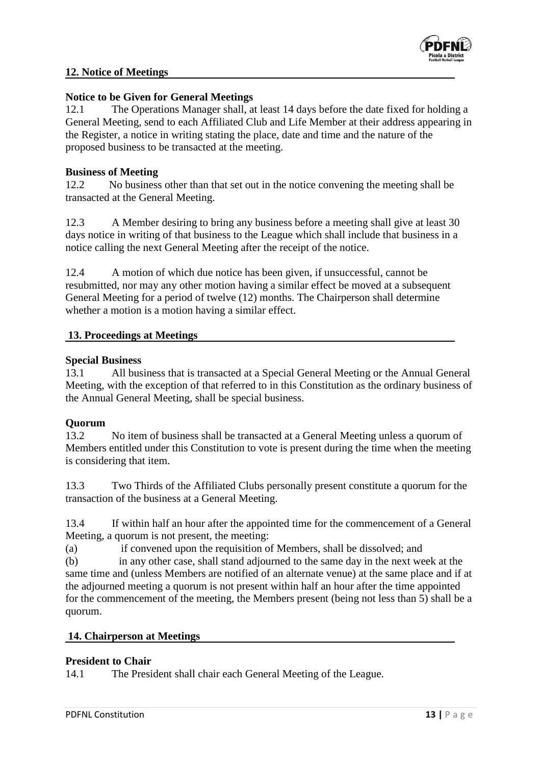## 12. Notice of Meetings

**Notice to be Given for General Meetings**

12.1 The Operations Manager shall, at least 14 days before the date fixed for holding a General Meeting, send to each Affiliated Club and Life Member at their address appearing in the Register, a notice in writing stating the place, date and time and the nature of the proposed business to be transacted at the meeting.

**Business of Meeting**

12.2 No business other than that set out in the notice convening the meeting shall be transacted at the General Meeting.

12.3 A Member desiring to bring any business before a meeting shall give at least 30 days notice in writing of that business to the League which shall include that business in a notice calling the next General Meeting after the receipt of the notice.

12.4 A motion of which due notice has been given, if unsuccessful, cannot be resubmitted, nor may any other motion having a similar effect be moved at a subsequent General Meeting for a period of twelve (12) months. The Chairperson shall determine whether a motion is a motion having a similar effect.

## 13. Proceedings at Meetings

**Special Business**

13.1 All business that is transacted at a Special General Meeting or the Annual General Meeting, with the exception of that referred to in this Constitution as the ordinary business of the Annual General Meeting, shall be special business.

**Quorum**

13.2 No item of business shall be transacted at a General Meeting unless a quorum of Members entitled under this Constitution to vote is present during the time when the meeting is considering that item.

13.3 Two Thirds of the Affiliated Clubs personally present constitute a quorum for the transaction of the business at a General Meeting.

13.4 If within half an hour after the appointed time for the commencement of a General Meeting, a quorum is not present, the meeting:

(a) if convened upon the requisition of Members, shall be dissolved; and

(b) in any other case, shall stand adjourned to the same day in the next week at the same time and (unless Members are notified of an alternate venue) at the same place and if at the adjourned meeting a quorum is not present within half an hour after the time appointed for the commencement of the meeting, the Members present (being not less than 5) shall be a quorum.

## 14. Chairperson at Meetings

**President to Chair**

14.1 The President shall chair each General Meeting of the League.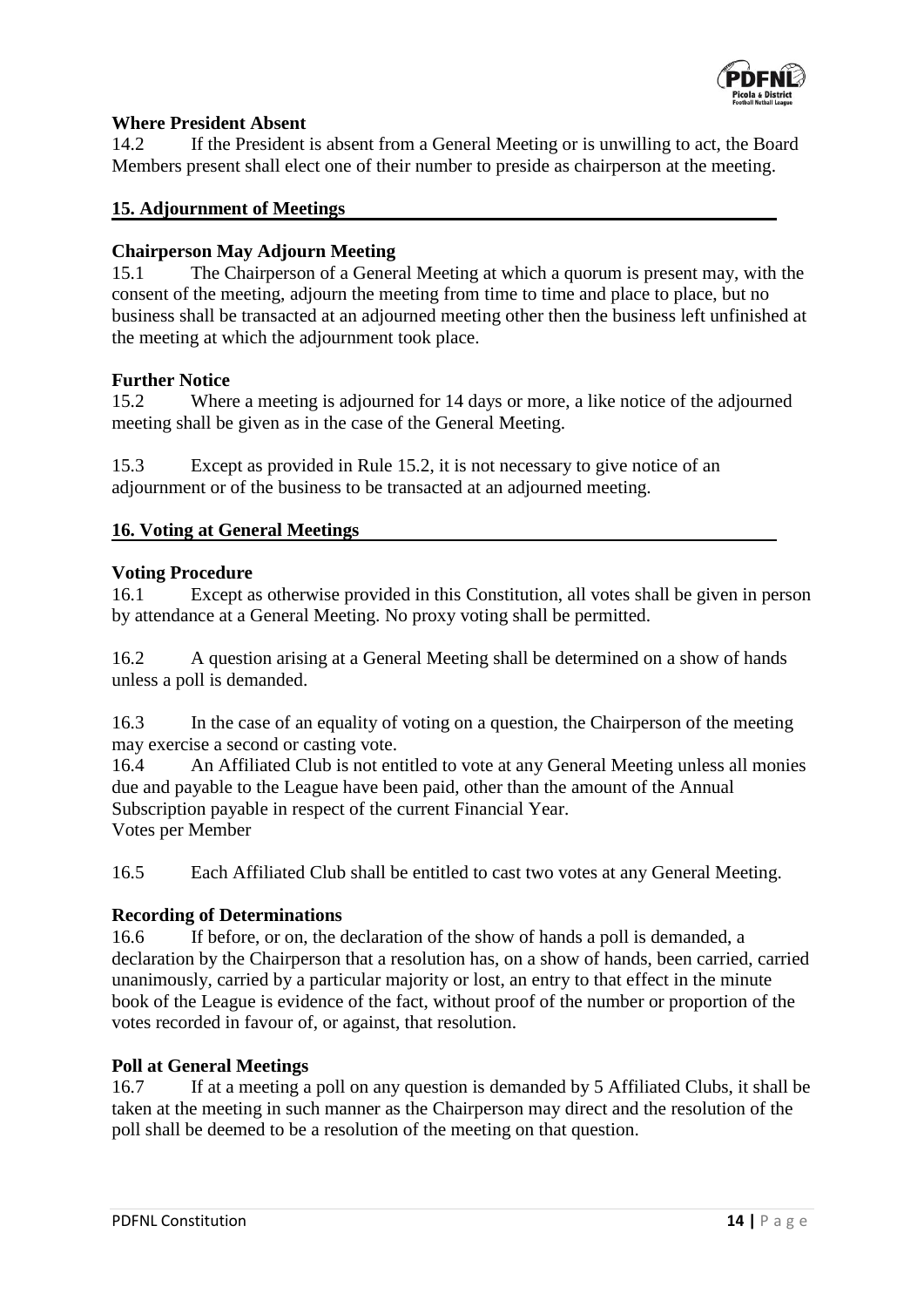**Where President Absent**

14.2 If the President is absent from a General Meeting or is unwilling to act, the Board Members present shall elect one of their number to preside as chairperson at the meeting.

## 15. Adjournment of Meetings

**Chairperson May Adjourn Meeting**

15.1 The Chairperson of a General Meeting at which a quorum is present may, with the consent of the meeting, adjourn the meeting from time to time and place to place, but no business shall be transacted at an adjourned meeting other then the business left unfinished at the meeting at which the adjournment took place.

**Further Notice**

15.2 Where a meeting is adjourned for 14 days or more, a like notice of the adjourned meeting shall be given as in the case of the General Meeting.

15.3 Except as provided in Rule 15.2, it is not necessary to give notice of an adjournment or of the business to be transacted at an adjourned meeting.

## 16. Voting at General Meetings

**Voting Procedure**

16.1 Except as otherwise provided in this Constitution, all votes shall be given in person by attendance at a General Meeting. No proxy voting shall be permitted.

16.2 A question arising at a General Meeting shall be determined on a show of hands unless a poll is demanded.

16.3 In the case of an equality of voting on a question, the Chairperson of the meeting may exercise a second or casting vote.

16.4 An Affiliated Club is not entitled to vote at any General Meeting unless all monies due and payable to the League have been paid, other than the amount of the Annual Subscription payable in respect of the current Financial Year.

Votes per Member

16.5 Each Affiliated Club shall be entitled to cast two votes at any General Meeting.

**Recording of Determinations**

16.6 If before, or on, the declaration of the show of hands a poll is demanded, a declaration by the Chairperson that a resolution has, on a show of hands, been carried, carried unanimously, carried by a particular majority or lost, an entry to that effect in the minute book of the League is evidence of the fact, without proof of the number or proportion of the votes recorded in favour of, or against, that resolution.

**Poll at General Meetings**

16.7 If at a meeting a poll on any question is demanded by 5 Affiliated Clubs, it shall be taken at the meeting in such manner as the Chairperson may direct and the resolution of the poll shall be deemed to be a resolution of the meeting on that question.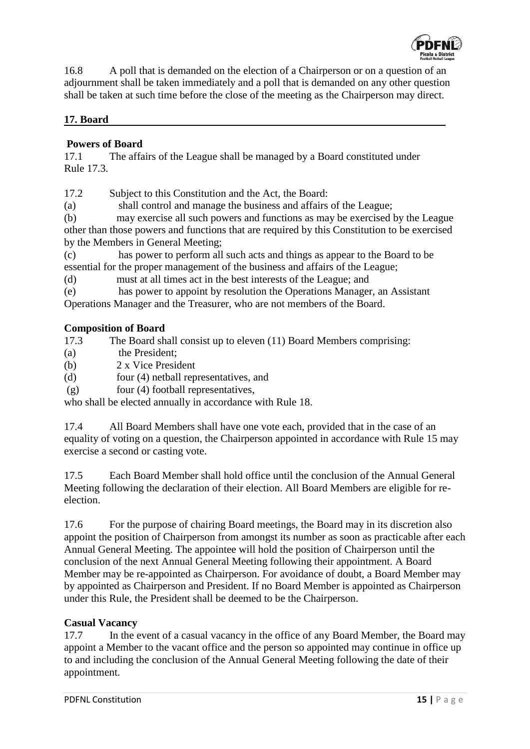16.8 A poll that is demanded on the election of a Chairperson or on a question of an adjournment shall be taken immediately and a poll that is demanded on any other question shall be taken at such time before the close of the meeting as the Chairperson may direct.

## 17. Board

### Powers of Board

17.1 The affairs of the League shall be managed by a Board constituted under Rule 17.3.

17.2 Subject to this Constitution and the Act, the Board:

(a) shall control and manage the business and affairs of the League;

(b) may exercise all such powers and functions as may be exercised by the League other than those powers and functions that are required by this Constitution to be exercised by the Members in General Meeting;

(c) has power to perform all such acts and things as appear to the Board to be essential for the proper management of the business and affairs of the League;

(d) must at all times act in the best interests of the League; and

(e) has power to appoint by resolution the Operations Manager, an Assistant Operations Manager and the Treasurer, who are not members of the Board.

### Composition of Board

17.3 The Board shall consist up to eleven (11) Board Members comprising:

(a) the President;

(b) 2 x Vice President

(d) four (4) netball representatives, and

(g) four (4) football representatives,

who shall be elected annually in accordance with Rule 18.

17.4 All Board Members shall have one vote each, provided that in the case of an equality of voting on a question, the Chairperson appointed in accordance with Rule 15 may exercise a second or casting vote.

17.5 Each Board Member shall hold office until the conclusion of the Annual General Meeting following the declaration of their election. All Board Members are eligible for re-election.

17.6 For the purpose of chairing Board meetings, the Board may in its discretion also appoint the position of Chairperson from amongst its number as soon as practicable after each Annual General Meeting. The appointee will hold the position of Chairperson until the conclusion of the next Annual General Meeting following their appointment. A Board Member may be re-appointed as Chairperson. For avoidance of doubt, a Board Member may by appointed as Chairperson and President. If no Board Member is appointed as Chairperson under this Rule, the President shall be deemed to be the Chairperson.

### Casual Vacancy

17.7 In the event of a casual vacancy in the office of any Board Member, the Board may appoint a Member to the vacant office and the person so appointed may continue in office up to and including the conclusion of the Annual General Meeting following the date of their appointment.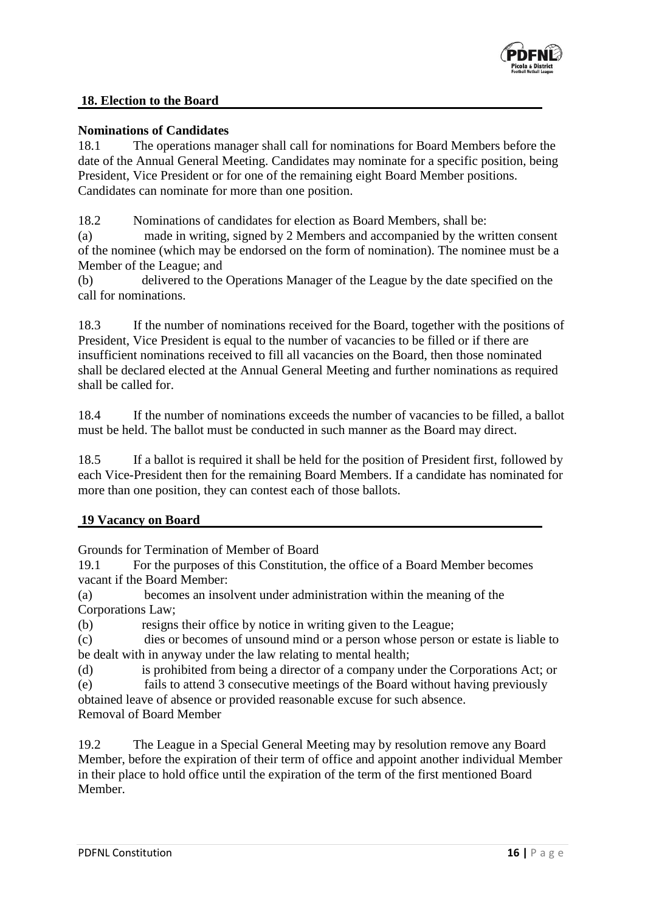## 18. Election to the Board

**Nominations of Candidates**

18.1 The operations manager shall call for nominations for Board Members before the date of the Annual General Meeting. Candidates may nominate for a specific position, being President, Vice President or for one of the remaining eight Board Member positions. Candidates can nominate for more than one position.

18.2 Nominations of candidates for election as Board Members, shall be:

(a) made in writing, signed by 2 Members and accompanied by the written consent of the nominee (which may be endorsed on the form of nomination). The nominee must be a Member of the League; and

(b) delivered to the Operations Manager of the League by the date specified on the call for nominations.

18.3 If the number of nominations received for the Board, together with the positions of President, Vice President is equal to the number of vacancies to be filled or if there are insufficient nominations received to fill all vacancies on the Board, then those nominated shall be declared elected at the Annual General Meeting and further nominations as required shall be called for.

18.4 If the number of nominations exceeds the number of vacancies to be filled, a ballot must be held. The ballot must be conducted in such manner as the Board may direct.

18.5 If a ballot is required it shall be held for the position of President first, followed by each Vice-President then for the remaining Board Members. If a candidate has nominated for more than one position, they can contest each of those ballots.

## 19 Vacancy on Board

Grounds for Termination of Member of Board

19.1 For the purposes of this Constitution, the office of a Board Member becomes vacant if the Board Member:

(a) becomes an insolvent under administration within the meaning of the Corporations Law;

(b) resigns their office by notice in writing given to the League;

(c) dies or becomes of unsound mind or a person whose person or estate is liable to be dealt with in anyway under the law relating to mental health;

(d) is prohibited from being a director of a company under the Corporations Act; or

(e) fails to attend 3 consecutive meetings of the Board without having previously obtained leave of absence or provided reasonable excuse for such absence.

Removal of Board Member

19.2 The League in a Special General Meeting may by resolution remove any Board Member, before the expiration of their term of office and appoint another individual Member in their place to hold office until the expiration of the term of the first mentioned Board Member.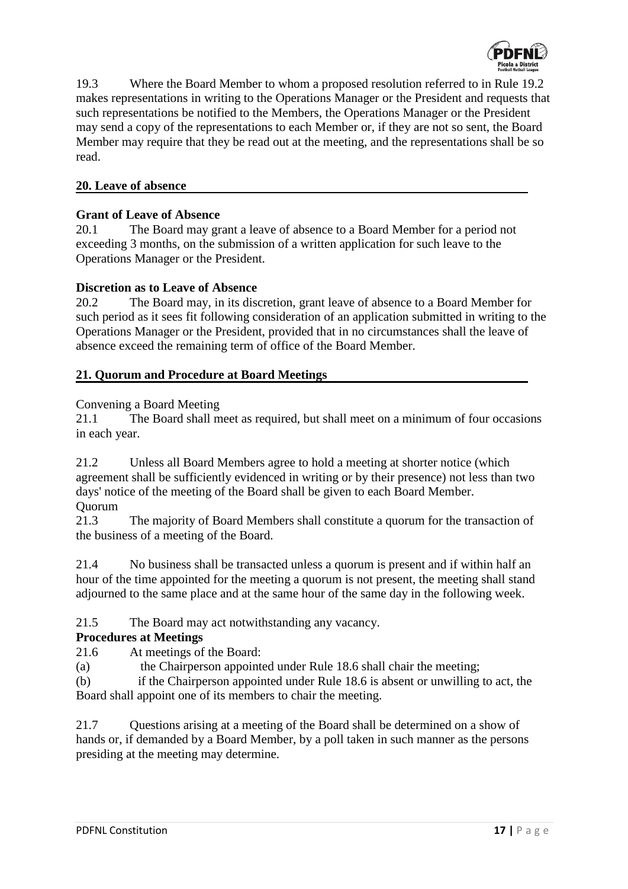19.3 Where the Board Member to whom a proposed resolution referred to in Rule 19.2 makes representations in writing to the Operations Manager or the President and requests that such representations be notified to the Members, the Operations Manager or the President may send a copy of the representations to each Member or, if they are not so sent, the Board Member may require that they be read out at the meeting, and the representations shall be so read.

## 20. Leave of absence

**Grant of Leave of Absence**

20.1 The Board may grant a leave of absence to a Board Member for a period not exceeding 3 months, on the submission of a written application for such leave to the Operations Manager or the President.

**Discretion as to Leave of Absence**

20.2 The Board may, in its discretion, grant leave of absence to a Board Member for such period as it sees fit following consideration of an application submitted in writing to the Operations Manager or the President, provided that in no circumstances shall the leave of absence exceed the remaining term of office of the Board Member.

## 21. Quorum and Procedure at Board Meetings

Convening a Board Meeting

21.1 The Board shall meet as required, but shall meet on a minimum of four occasions in each year.

21.2 Unless all Board Members agree to hold a meeting at shorter notice (which agreement shall be sufficiently evidenced in writing or by their presence) not less than two days' notice of the meeting of the Board shall be given to each Board Member.

Quorum

21.3 The majority of Board Members shall constitute a quorum for the transaction of the business of a meeting of the Board.

21.4 No business shall be transacted unless a quorum is present and if within half an hour of the time appointed for the meeting a quorum is not present, the meeting shall stand adjourned to the same place and at the same hour of the same day in the following week.

21.5 The Board may act notwithstanding any vacancy.

**Procedures at Meetings**

21.6 At meetings of the Board:

(a) the Chairperson appointed under Rule 18.6 shall chair the meeting;

(b) if the Chairperson appointed under Rule 18.6 is absent or unwilling to act, the Board shall appoint one of its members to chair the meeting.

21.7 Questions arising at a meeting of the Board shall be determined on a show of hands or, if demanded by a Board Member, by a poll taken in such manner as the persons presiding at the meeting may determine.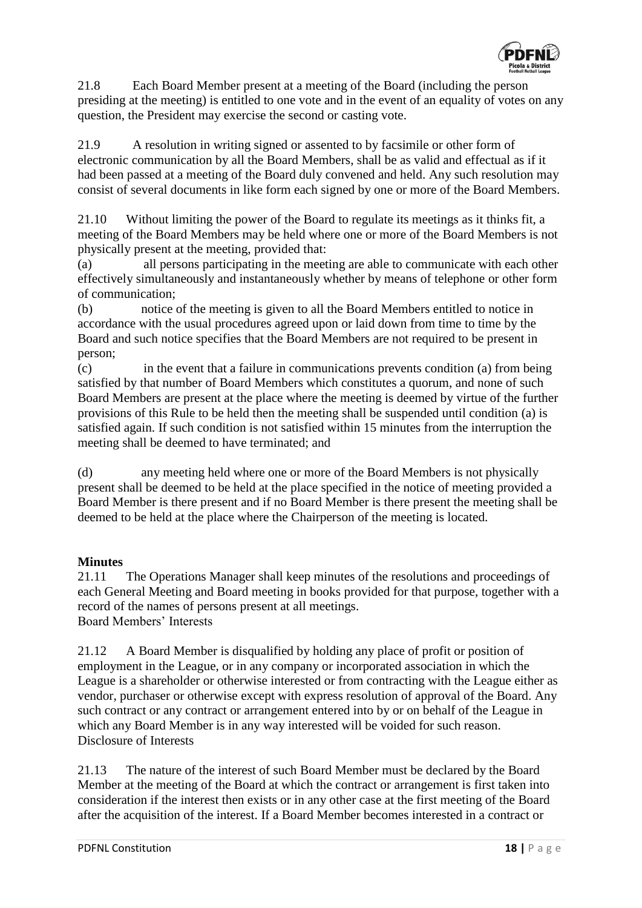21.8 Each Board Member present at a meeting of the Board (including the person presiding at the meeting) is entitled to one vote and in the event of an equality of votes on any question, the President may exercise the second or casting vote.

21.9 A resolution in writing signed or assented to by facsimile or other form of electronic communication by all the Board Members, shall be as valid and effectual as if it had been passed at a meeting of the Board duly convened and held. Any such resolution may consist of several documents in like form each signed by one or more of the Board Members.

21.10 Without limiting the power of the Board to regulate its meetings as it thinks fit, a meeting of the Board Members may be held where one or more of the Board Members is not physically present at the meeting, provided that:

(a) all persons participating in the meeting are able to communicate with each other effectively simultaneously and instantaneously whether by means of telephone or other form of communication;

(b) notice of the meeting is given to all the Board Members entitled to notice in accordance with the usual procedures agreed upon or laid down from time to time by the Board and such notice specifies that the Board Members are not required to be present in person;

(c) in the event that a failure in communications prevents condition (a) from being satisfied by that number of Board Members which constitutes a quorum, and none of such Board Members are present at the place where the meeting is deemed by virtue of the further provisions of this Rule to be held then the meeting shall be suspended until condition (a) is satisfied again. If such condition is not satisfied within 15 minutes from the interruption the meeting shall be deemed to have terminated; and

(d) any meeting held where one or more of the Board Members is not physically present shall be deemed to be held at the place specified in the notice of meeting provided a Board Member is there present and if no Board Member is there present the meeting shall be deemed to be held at the place where the Chairperson of the meeting is located.

**Minutes**

21.11 The Operations Manager shall keep minutes of the resolutions and proceedings of each General Meeting and Board meeting in books provided for that purpose, together with a record of the names of persons present at all meetings.

Board Members' Interests

21.12 A Board Member is disqualified by holding any place of profit or position of employment in the League, or in any company or incorporated association in which the League is a shareholder or otherwise interested or from contracting with the League either as vendor, purchaser or otherwise except with express resolution of approval of the Board. Any such contract or any contract or arrangement entered into by or on behalf of the League in which any Board Member is in any way interested will be voided for such reason.

Disclosure of Interests

21.13 The nature of the interest of such Board Member must be declared by the Board Member at the meeting of the Board at which the contract or arrangement is first taken into consideration if the interest then exists or in any other case at the first meeting of the Board after the acquisition of the interest. If a Board Member becomes interested in a contract or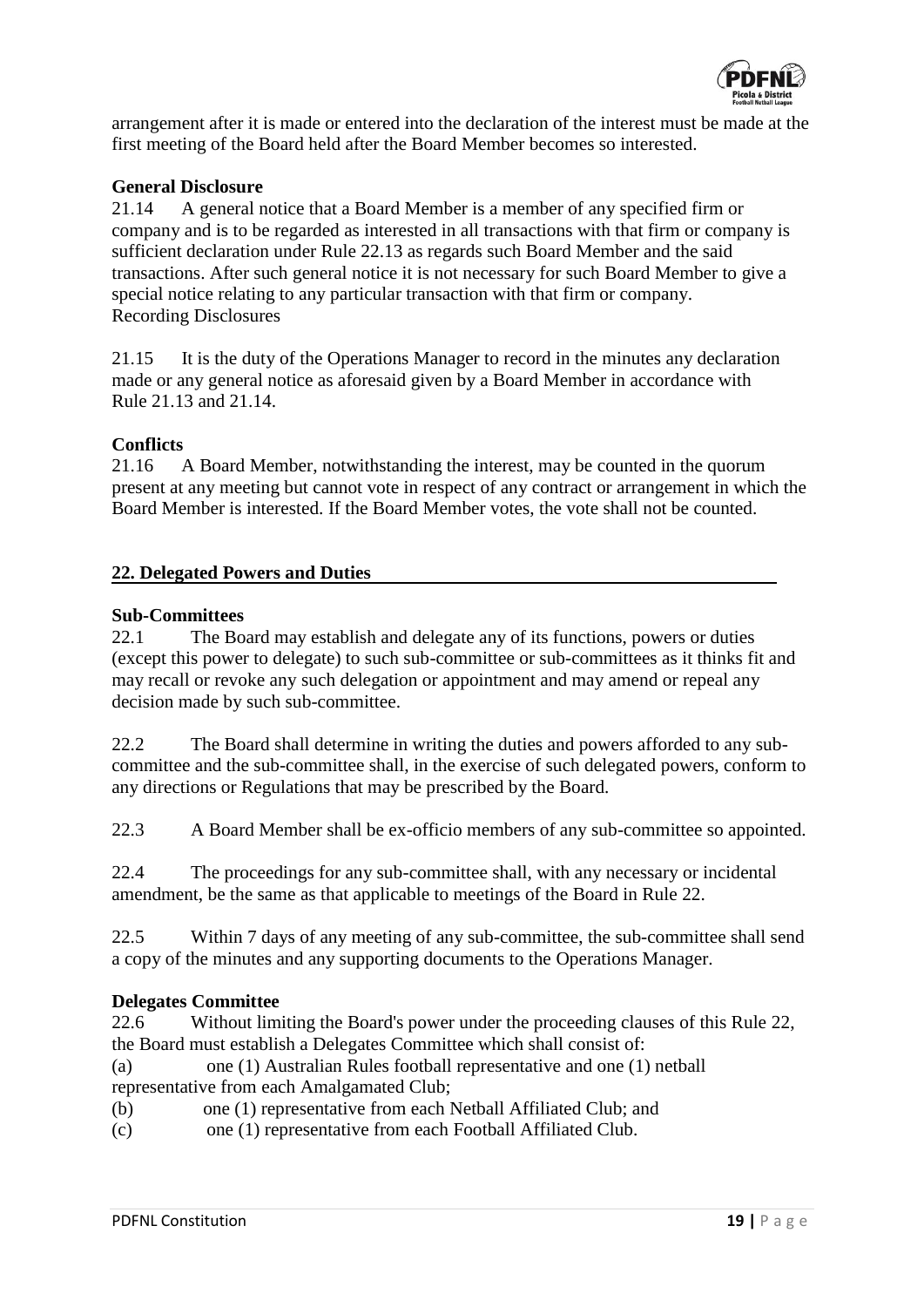arrangement after it is made or entered into the declaration of the interest must be made at the first meeting of the Board held after the Board Member becomes so interested.

**General Disclosure**

21.14 A general notice that a Board Member is a member of any specified firm or company and is to be regarded as interested in all transactions with that firm or company is sufficient declaration under Rule 22.13 as regards such Board Member and the said transactions. After such general notice it is not necessary for such Board Member to give a special notice relating to any particular transaction with that firm or company.

Recording Disclosures

21.15 It is the duty of the Operations Manager to record in the minutes any declaration made or any general notice as aforesaid given by a Board Member in accordance with Rule 21.13 and 21.14.

**Conflicts**

21.16 A Board Member, notwithstanding the interest, may be counted in the quorum present at any meeting but cannot vote in respect of any contract or arrangement in which the Board Member is interested. If the Board Member votes, the vote shall not be counted.

## 22. Delegated Powers and Duties

**Sub-Committees**

22.1 The Board may establish and delegate any of its functions, powers or duties (except this power to delegate) to such sub-committee or sub-committees as it thinks fit and may recall or revoke any such delegation or appointment and may amend or repeal any decision made by such sub-committee.

22.2 The Board shall determine in writing the duties and powers afforded to any sub-committee and the sub-committee shall, in the exercise of such delegated powers, conform to any directions or Regulations that may be prescribed by the Board.

22.3 A Board Member shall be ex-officio members of any sub-committee so appointed.

22.4 The proceedings for any sub-committee shall, with any necessary or incidental amendment, be the same as that applicable to meetings of the Board in Rule 22.

22.5 Within 7 days of any meeting of any sub-committee, the sub-committee shall send a copy of the minutes and any supporting documents to the Operations Manager.

**Delegates Committee**

22.6 Without limiting the Board's power under the proceeding clauses of this Rule 22, the Board must establish a Delegates Committee which shall consist of:

(a) one (1) Australian Rules football representative and one (1) netball representative from each Amalgamated Club;

(b) one (1) representative from each Netball Affiliated Club; and

(c) one (1) representative from each Football Affiliated Club.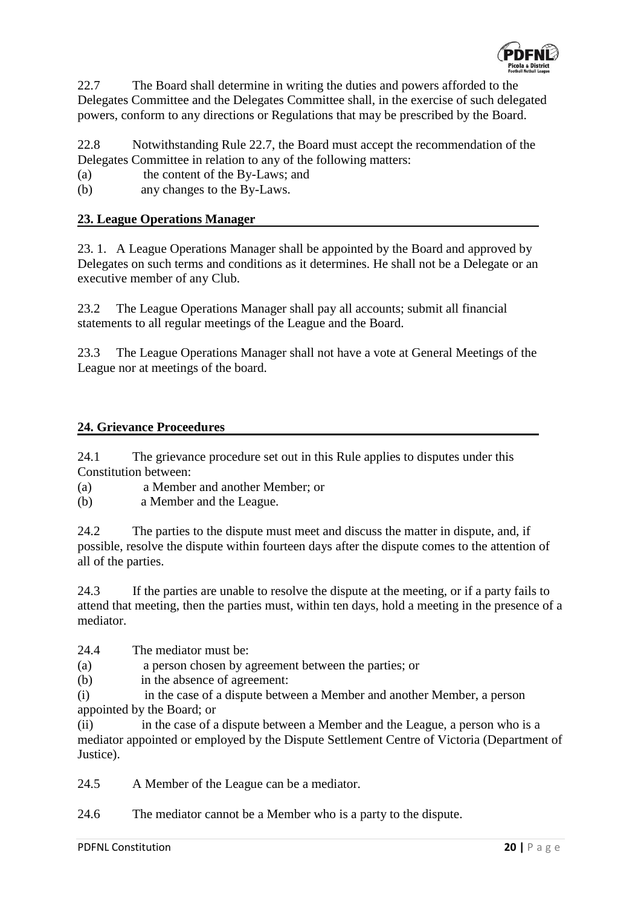22.7 The Board shall determine in writing the duties and powers afforded to the Delegates Committee and the Delegates Committee shall, in the exercise of such delegated powers, conform to any directions or Regulations that may be prescribed by the Board.

22.8 Notwithstanding Rule 22.7, the Board must accept the recommendation of the Delegates Committee in relation to any of the following matters:

(a) the content of the By-Laws; and

(b) any changes to the By-Laws.

## 23. League Operations Manager

23. 1. A League Operations Manager shall be appointed by the Board and approved by Delegates on such terms and conditions as it determines. He shall not be a Delegate or an executive member of any Club.

23.2 The League Operations Manager shall pay all accounts; submit all financial statements to all regular meetings of the League and the Board.

23.3 The League Operations Manager shall not have a vote at General Meetings of the League nor at meetings of the board.

## 24. Grievance Proceedures

24.1 The grievance procedure set out in this Rule applies to disputes under this Constitution between:

(a) a Member and another Member; or

(b) a Member and the League.

24.2 The parties to the dispute must meet and discuss the matter in dispute, and, if possible, resolve the dispute within fourteen days after the dispute comes to the attention of all of the parties.

24.3 If the parties are unable to resolve the dispute at the meeting, or if a party fails to attend that meeting, then the parties must, within ten days, hold a meeting in the presence of a mediator.

24.4 The mediator must be:

(a) a person chosen by agreement between the parties; or

(b) in the absence of agreement:

(i) in the case of a dispute between a Member and another Member, a person appointed by the Board; or

(ii) in the case of a dispute between a Member and the League, a person who is a mediator appointed or employed by the Dispute Settlement Centre of Victoria (Department of Justice).

24.5 A Member of the League can be a mediator.

24.6 The mediator cannot be a Member who is a party to the dispute.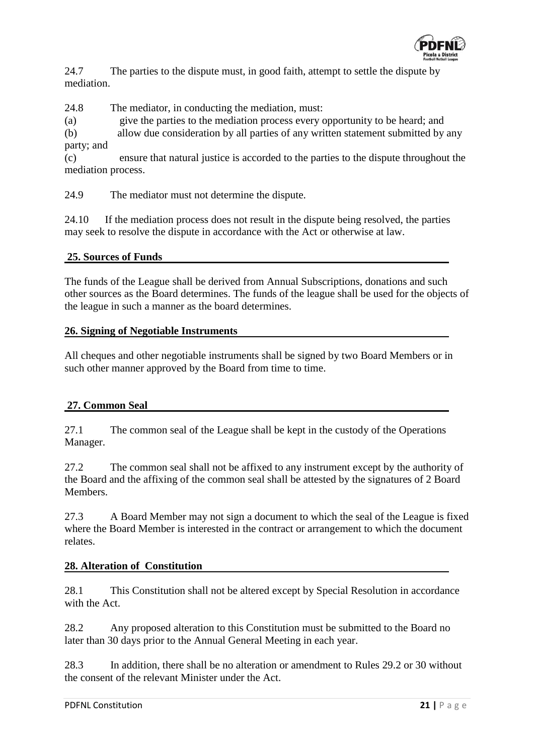24.7 The parties to the dispute must, in good faith, attempt to settle the dispute by mediation.

24.8 The mediator, in conducting the mediation, must:

(a) give the parties to the mediation process every opportunity to be heard; and

(b) allow due consideration by all parties of any written statement submitted by any party; and

(c) ensure that natural justice is accorded to the parties to the dispute throughout the mediation process.

24.9 The mediator must not determine the dispute.

24.10 If the mediation process does not result in the dispute being resolved, the parties may seek to resolve the dispute in accordance with the Act or otherwise at law.

## 25. Sources of Funds

The funds of the League shall be derived from Annual Subscriptions, donations and such other sources as the Board determines. The funds of the league shall be used for the objects of the league in such a manner as the board determines.

## 26. Signing of Negotiable Instruments

All cheques and other negotiable instruments shall be signed by two Board Members or in such other manner approved by the Board from time to time.

## 27. Common Seal

27.1 The common seal of the League shall be kept in the custody of the Operations Manager.

27.2 The common seal shall not be affixed to any instrument except by the authority of the Board and the affixing of the common seal shall be attested by the signatures of 2 Board Members.

27.3 A Board Member may not sign a document to which the seal of the League is fixed where the Board Member is interested in the contract or arrangement to which the document relates.

## 28. Alteration of Constitution

28.1 This Constitution shall not be altered except by Special Resolution in accordance with the Act.

28.2 Any proposed alteration to this Constitution must be submitted to the Board no later than 30 days prior to the Annual General Meeting in each year.

28.3 In addition, there shall be no alteration or amendment to Rules 29.2 or 30 without the consent of the relevant Minister under the Act.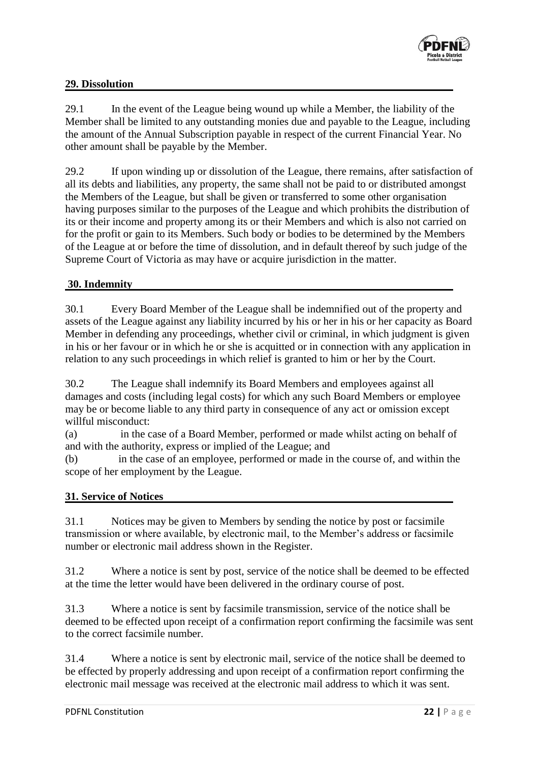## 29. Dissolution

29.1 In the event of the League being wound up while a Member, the liability of the Member shall be limited to any outstanding monies due and payable to the League, including the amount of the Annual Subscription payable in respect of the current Financial Year. No other amount shall be payable by the Member.

29.2 If upon winding up or dissolution of the League, there remains, after satisfaction of all its debts and liabilities, any property, the same shall not be paid to or distributed amongst the Members of the League, but shall be given or transferred to some other organisation having purposes similar to the purposes of the League and which prohibits the distribution of its or their income and property among its or their Members and which is also not carried on for the profit or gain to its Members. Such body or bodies to be determined by the Members of the League at or before the time of dissolution, and in default thereof by such judge of the Supreme Court of Victoria as may have or acquire jurisdiction in the matter.

## 30. Indemnity

30.1 Every Board Member of the League shall be indemnified out of the property and assets of the League against any liability incurred by his or her in his or her capacity as Board Member in defending any proceedings, whether civil or criminal, in which judgment is given in his or her favour or in which he or she is acquitted or in connection with any application in relation to any such proceedings in which relief is granted to him or her by the Court.

30.2 The League shall indemnify its Board Members and employees against all damages and costs (including legal costs) for which any such Board Members or employee may be or become liable to any third party in consequence of any act or omission except willful misconduct:

(a) in the case of a Board Member, performed or made whilst acting on behalf of and with the authority, express or implied of the League; and

(b) in the case of an employee, performed or made in the course of, and within the scope of her employment by the League.

## 31. Service of Notices

31.1 Notices may be given to Members by sending the notice by post or facsimile transmission or where available, by electronic mail, to the Member's address or facsimile number or electronic mail address shown in the Register.

31.2 Where a notice is sent by post, service of the notice shall be deemed to be effected at the time the letter would have been delivered in the ordinary course of post.

31.3 Where a notice is sent by facsimile transmission, service of the notice shall be deemed to be effected upon receipt of a confirmation report confirming the facsimile was sent to the correct facsimile number.

31.4 Where a notice is sent by electronic mail, service of the notice shall be deemed to be effected by properly addressing and upon receipt of a confirmation report confirming the electronic mail message was received at the electronic mail address to which it was sent.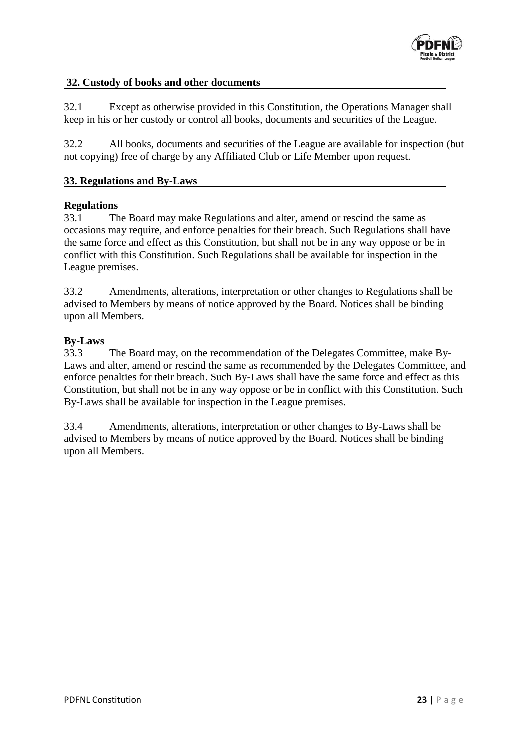## 32. Custody of books and other documents

32.1 Except as otherwise provided in this Constitution, the Operations Manager shall keep in his or her custody or control all books, documents and securities of the League.

32.2 All books, documents and securities of the League are available for inspection (but not copying) free of charge by any Affiliated Club or Life Member upon request.

## 33. Regulations and By-Laws

### Regulations

33.1 The Board may make Regulations and alter, amend or rescind the same as occasions may require, and enforce penalties for their breach. Such Regulations shall have the same force and effect as this Constitution, but shall not be in any way oppose or be in conflict with this Constitution. Such Regulations shall be available for inspection in the League premises.

33.2 Amendments, alterations, interpretation or other changes to Regulations shall be advised to Members by means of notice approved by the Board. Notices shall be binding upon all Members.

### By-Laws

33.3 The Board may, on the recommendation of the Delegates Committee, make By-Laws and alter, amend or rescind the same as recommended by the Delegates Committee, and enforce penalties for their breach. Such By-Laws shall have the same force and effect as this Constitution, but shall not be in any way oppose or be in conflict with this Constitution. Such By-Laws shall be available for inspection in the League premises.

33.4 Amendments, alterations, interpretation or other changes to By-Laws shall be advised to Members by means of notice approved by the Board. Notices shall be binding upon all Members.